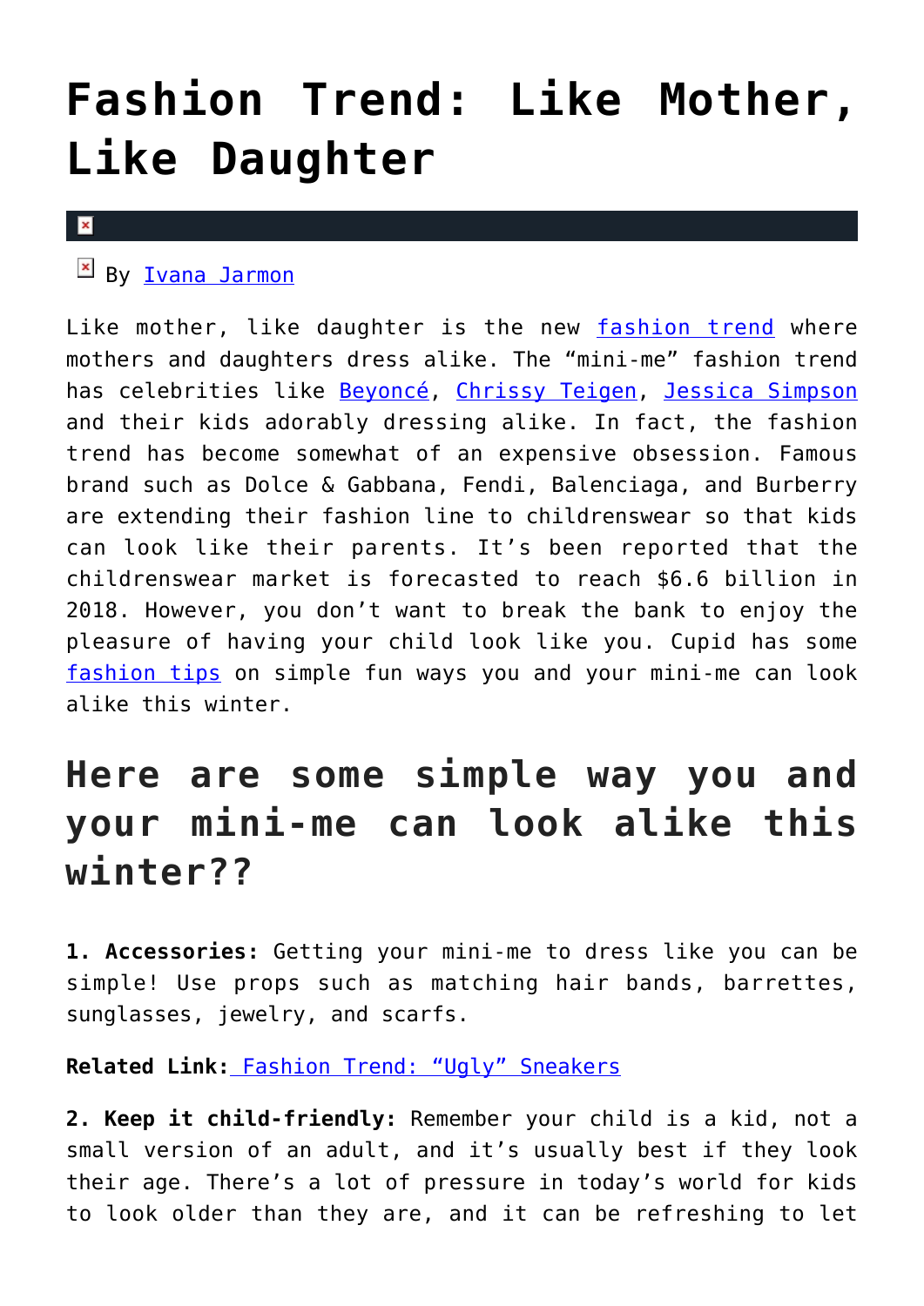# Fashion Trend: Like Mother, Like Daughter

By Ivana Jarmon

Like mother, like daughter is the new fashion trend where mothers and daughters dress alike. The "mini-me" fashion trend has celebrities like Beyoncé, Chrissy Teigen, Jessica Simpson and their kids adorably dressing alike. In fact, the fashion trend has become somewhat of an expensive obsession. Famous brand such as Dolce & Gabbana, Fendi, Balenciaga, and Burberry are extending their fashion line to childrenswear so that kids can look like their parents. It's been reported that the childrenswear market is forecasted to reach $6.6 billion in 2018. However, you don't want to break the bank to enjoy the pleasure of having your child look like you. Cupid has some fashion tips on simple fun ways you and your mini-me can look alike this winter.

## Here are some simple way you and your mini-me can look alike this winter??

**1. Accessories:** Getting your mini-me to dress like you can be simple! Use props such as matching hair bands, barrettes, sunglasses, jewelry, and scarfs.

**Related Link:** Fashion Trend: "Ugly" Sneakers

**2. Keep it child-friendly:** Remember your child is a kid, not a small version of an adult, and it's usually best if they look their age. There's a lot of pressure in today's world for kids to look older than they are, and it can be refreshing to let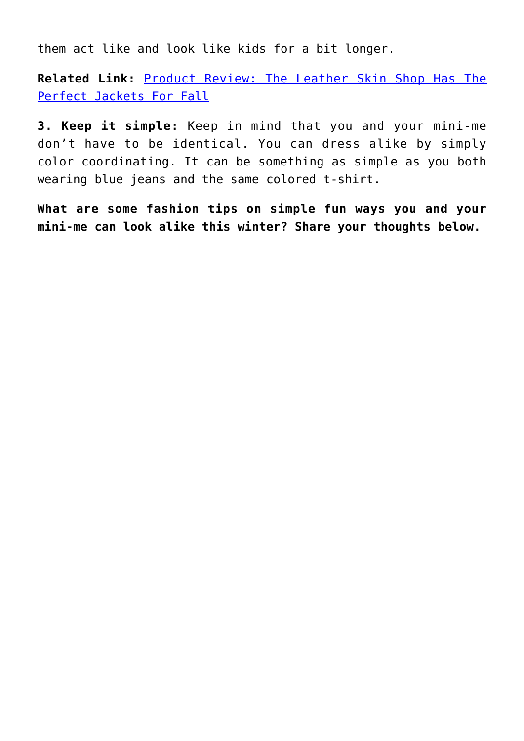them act like and look like kids for a bit longer.

**Related Link:** Product Review: The Leather Skin Shop Has The Perfect Jackets For Fall

**3. Keep it simple:** Keep in mind that you and your mini-me don't have to be identical. You can dress alike by simply color coordinating. It can be something as simple as you both wearing blue jeans and the same colored t-shirt.

**What are some fashion tips on simple fun ways you and your mini-me can look alike this winter? Share your thoughts below.**